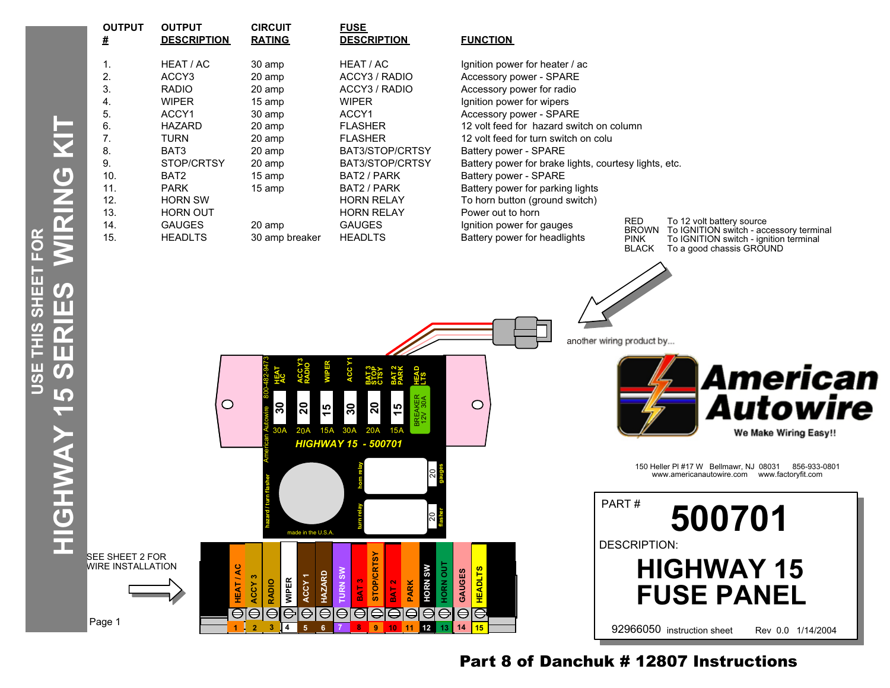# USE THIS SHEET FOR HIGHWAY 15 SERIES WIRING KIT

| OUTPUT # | OUTPUT DESCRIPTION | CIRCUIT RATING | FUSE DESCRIPTION | FUNCTION |
|---|---|---|---|---|
| 1. | HEAT / AC | 30 amp | HEAT / AC | Ignition power for heater / ac |
| 2. | ACCY3 | 20 amp | ACCY3 / RADIO | Accessory power - SPARE |
| 3. | RADIO | 20 amp | ACCY3 / RADIO | Accessory power for radio |
| 4. | WIPER | 15 amp | WIPER | Ignition power for wipers |
| 5. | ACCY1 | 30 amp | ACCY1 | Accessory power - SPARE |
| 6. | HAZARD | 20 amp | FLASHER | 12 volt feed for hazard switch on column |
| 7. | TURN | 20 amp | FLASHER | 12 volt feed for turn switch on colu |
| 8. | BAT3 | 20 amp | BAT3/STOP/CRTSY | Battery power - SPARE |
| 9. | STOP/CRTSY | 20 amp | BAT3/STOP/CRTSY | Battery power for brake lights, courtesy lights, etc. |
| 10. | BAT2 | 15 amp | BAT2 / PARK | Battery power - SPARE |
| 11. | PARK | 15 amp | BAT2 / PARK | Battery power for parking lights |
| 12. | HORN SW | | HORN RELAY | To horn button (ground switch) |
| 13. | HORN OUT | | HORN RELAY | Power out to horn |
| 14. | GAUGES | 20 amp | GAUGES | Ignition power for gauges |
| 15. | HEADLTS | 30 amp breaker | HEADLTS | Battery power for headlights |

| Wire | Connection |
|---|---|
| RED | To 12 volt battery source |
| BROWN | To IGNITION switch - accessory terminal |
| PINK | To IGNITION switch - ignition terminal |
| BLACK | To a good chassis GROUND |

another wiring product by...

**American Autowire**
We Make Wiring Easy!!

150 Heller Pl #17 W Bellmawr, NJ 08031 856-933-0801
www.americanautowire.com www.factoryfit.com

HIGHWAY 15 - 500701

American Autowire 800-482-9473

Fuses: HEAT AC 30 (30A) | ACC Y3 RADIO 20 (20A) | WIPER 15 (15A) | ACC Y1 30 (30A) | BAT 3 STOP CTSY 20 (20A) | BAT 2 PARK 15 (15A) | HEAD LTS BREAKER 12V 30A

hazard / turn flasher | horn relay | turn relay | 20 gauges | 20 flasher | made in the U.S.A.

SEE SHEET 2 FOR WIRE INSTALLATION

Terminals: 1 HEAT / AC | 2 ACCY 3 | 3 RADIO | 4 WIPER | 5 ACCY 1 | 6 HAZARD | 7 TURN SW | 8 BAT 3 | 9 STOP/CRTSY | 10 BAT 2 | 11 PARK | 12 HORN SW | 13 HORN OUT | 14 GAUGES | 15 HEADLTS

PART # **500701**

DESCRIPTION:

**HIGHWAY 15 FUSE PANEL**

92966050 instruction sheet Rev 0.0 1/14/2004

**Part 8 of Danchuk # 12807 Instructions**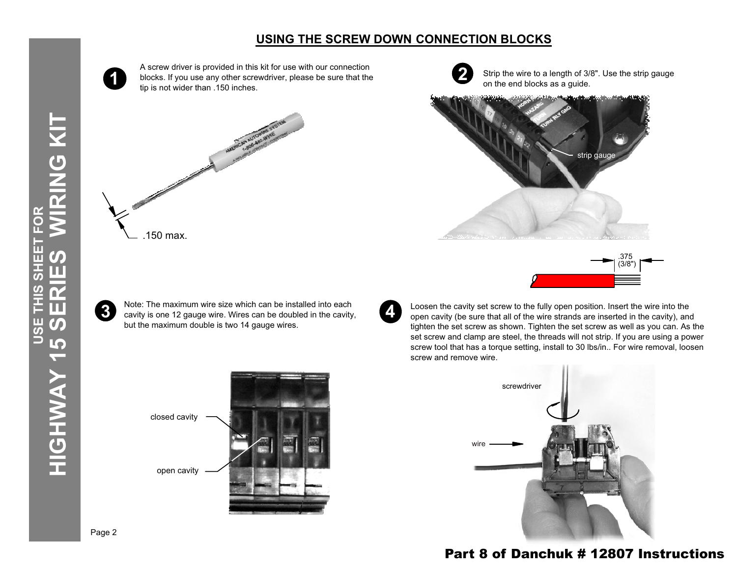## USING THE SCREW DOWN CONNECTION BLOCKS

**1** A screw driver is provided in this kit for use with our connection blocks. If you use any other screwdriver, please be sure that the tip is not wider than .150 inches.

.150 max.

**2** Strip the wire to a length of 3/8". Use the strip gauge on the end blocks as a guide.

strip gauge

.375 (3/8")

**3** Note: The maximum wire size which can be installed into each cavity is one 12 gauge wire. Wires can be doubled in the cavity, but the maximum double is two 14 gauge wires.

closed cavity

open cavity

**4** Loosen the cavity set screw to the fully open position. Insert the wire into the open cavity (be sure that all of the wire strands are inserted in the cavity), and tighten the set screw as shown. Tighten the set screw as well as you can. As the set screw and clamp are steel, the threads will not strip. If you are using a power screw tool that has a torque setting, install to 30 lbs/in.. For wire removal, loosen screw and remove wire.

screwdriver

wire

USE THIS SHEET FOR HIGHWAY 15 SERIES WIRING KIT

**Part 8 of Danchuk # 12807 Instructions**